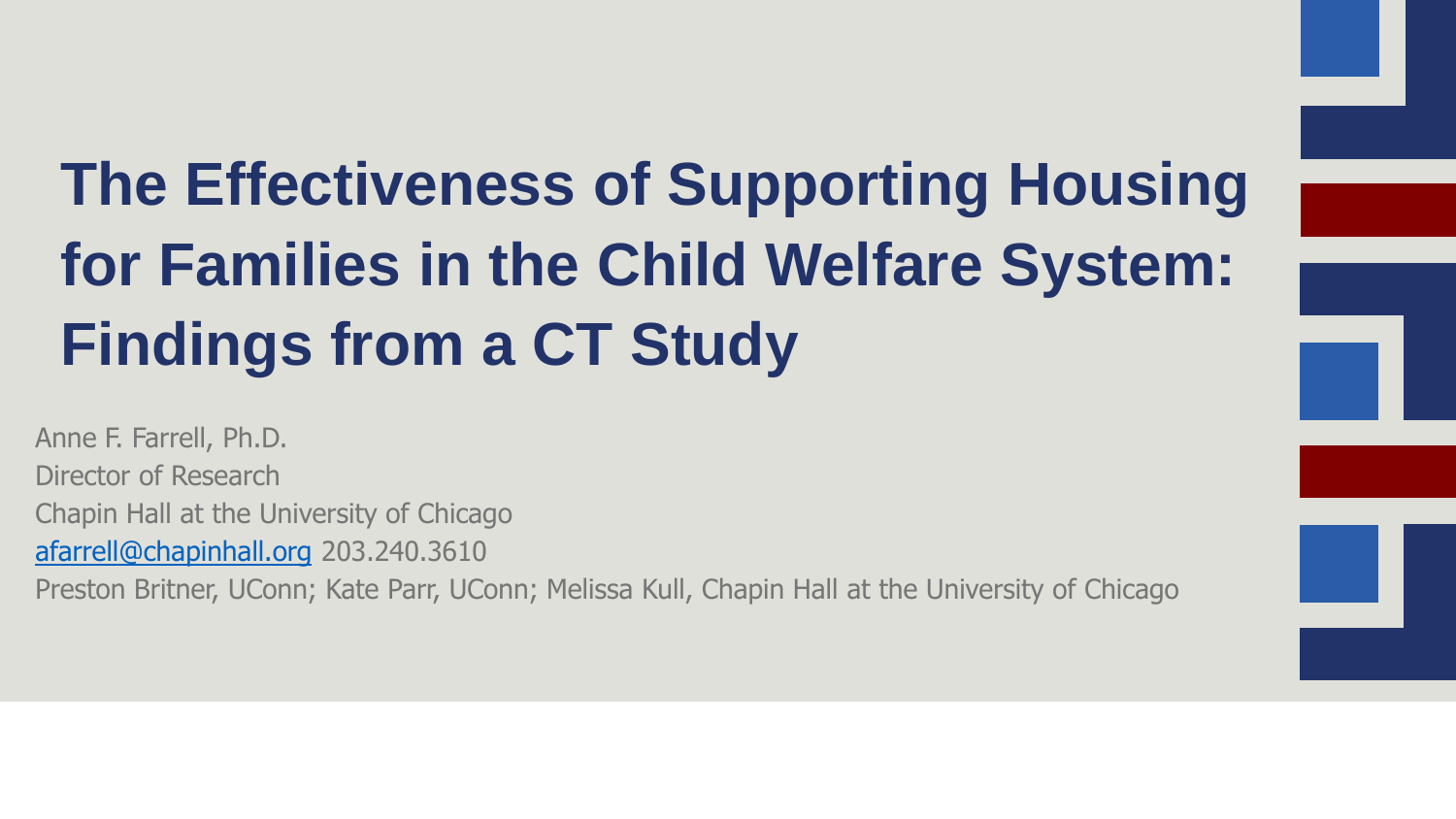# The Effectiveness of Supporting Housing for Families in the Child Welfare System: Findings from a CT Study

Anne F. Farrell, Ph.D.
Director of Research
Chapin Hall at the University of Chicago
afarrell@chapinhall.org 203.240.3610
Preston Britner, UConn; Kate Parr, UConn; Melissa Kull, Chapin Hall at the University of Chicago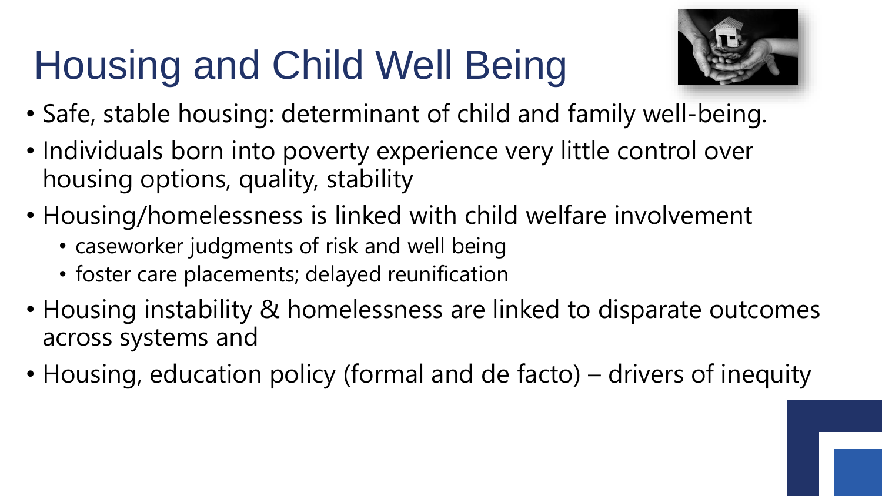# Housing and Child Well Being

- Safe, stable housing: determinant of child and family well-being.
- Individuals born into poverty experience very little control over housing options, quality, stability
- Housing/homelessness is linked with child welfare involvement
  - caseworker judgments of risk and well being
  - foster care placements; delayed reunification
- Housing instability & homelessness are linked to disparate outcomes across systems and
- Housing, education policy (formal and de facto) – drivers of inequity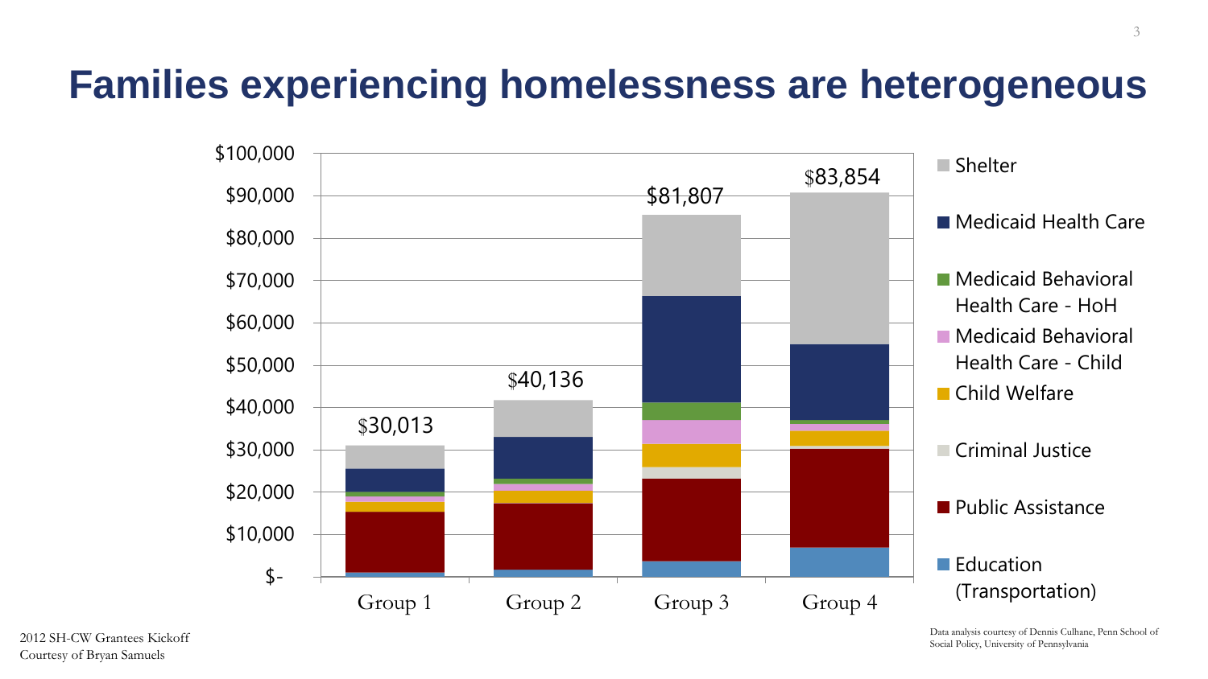# Families experiencing homelessness are heterogeneous

| | Group 1 | Group 2 | Group 3 | Group 4 |
|---|---|---|---|---|
| Total | $30,013 | $40,136 | $81,807 | $83,854 |

Legend: Shelter; Medicaid Health Care; Medicaid Behavioral Health Care - HoH; Medicaid Behavioral Health Care - Child; Child Welfare; Criminal Justice; Public Assistance; Education (Transportation)

2012 SH-CW Grantees Kickoff
Courtesy of Bryan Samuels

Data analysis courtesy of Dennis Culhane, Penn School of Social Policy, University of Pennsylvania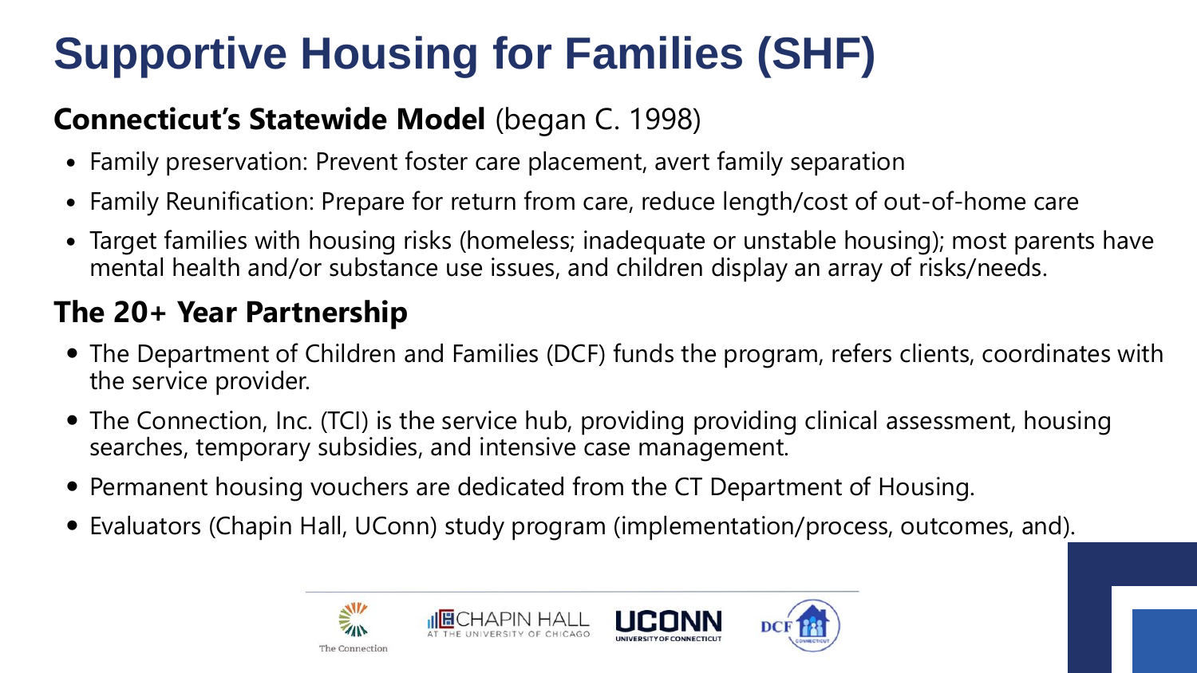# Supportive Housing for Families (SHF)

## **Connecticut's Statewide Model** (began C. 1998)

- Family preservation: Prevent foster care placement, avert family separation
- Family Reunification: Prepare for return from care, reduce length/cost of out-of-home care
- Target families with housing risks (homeless; inadequate or unstable housing); most parents have mental health and/or substance use issues, and children display an array of risks/needs.

## **The 20+ Year Partnership**

- The Department of Children and Families (DCF) funds the program, refers clients, coordinates with the service provider.
- The Connection, Inc. (TCI) is the service hub, providing providing clinical assessment, housing searches, temporary subsidies, and intensive case management.
- Permanent housing vouchers are dedicated from the CT Department of Housing.
- Evaluators (Chapin Hall, UConn) study program (implementation/process, outcomes, and).

The Connection | CHAPIN HALL AT THE UNIVERSITY OF CHICAGO | UCONN UNIVERSITY OF CONNECTICUT | DCF CONNECTICUT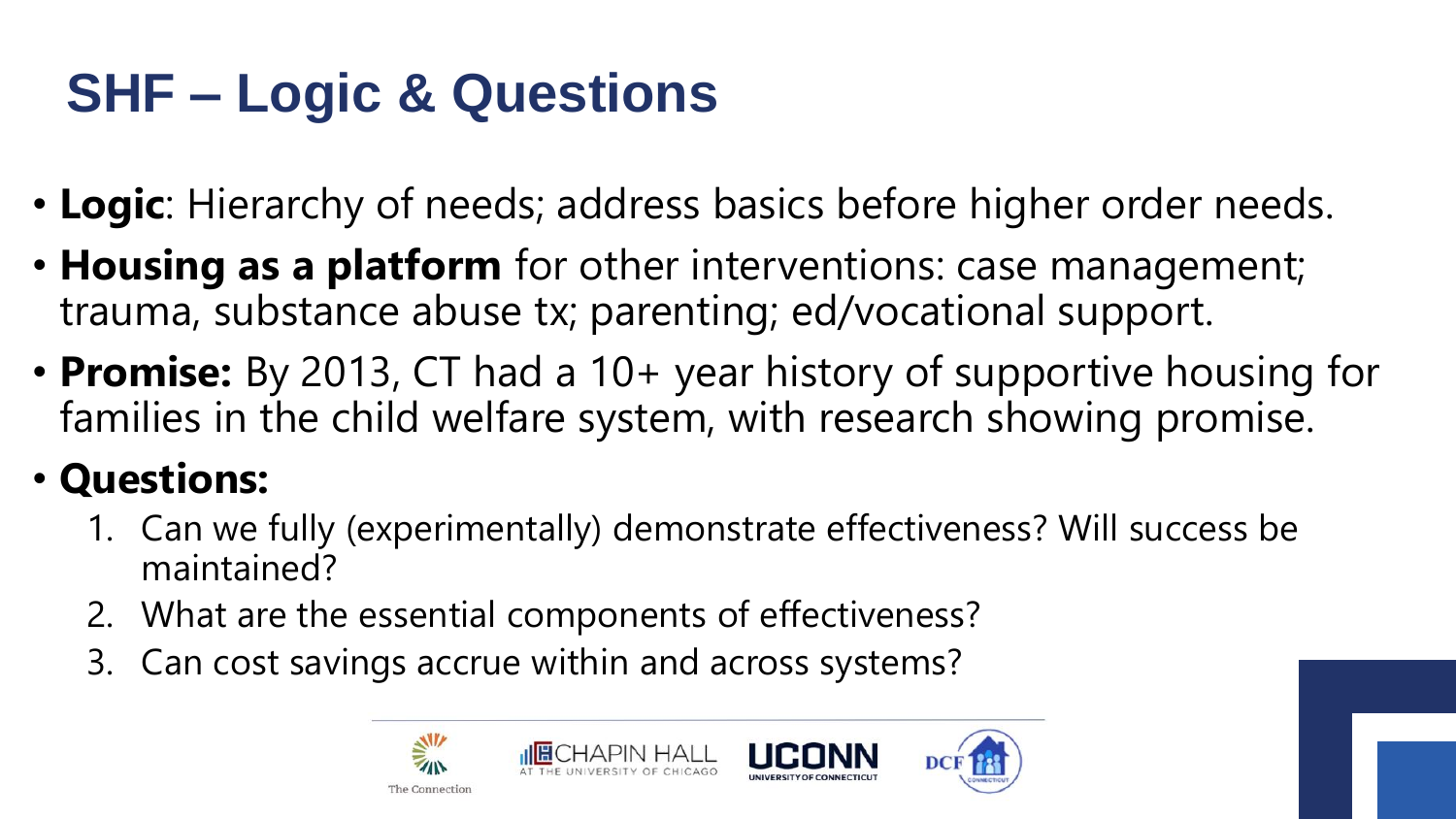# SHF – Logic & Questions

- **Logic**: Hierarchy of needs; address basics before higher order needs.
- **Housing as a platform** for other interventions: case management; trauma, substance abuse tx; parenting; ed/vocational support.
- **Promise:** By 2013, CT had a 10+ year history of supportive housing for families in the child welfare system, with research showing promise.
- **Questions:**
  1. Can we fully (experimentally) demonstrate effectiveness? Will success be maintained?
  2. What are the essential components of effectiveness?
  3. Can cost savings accrue within and across systems?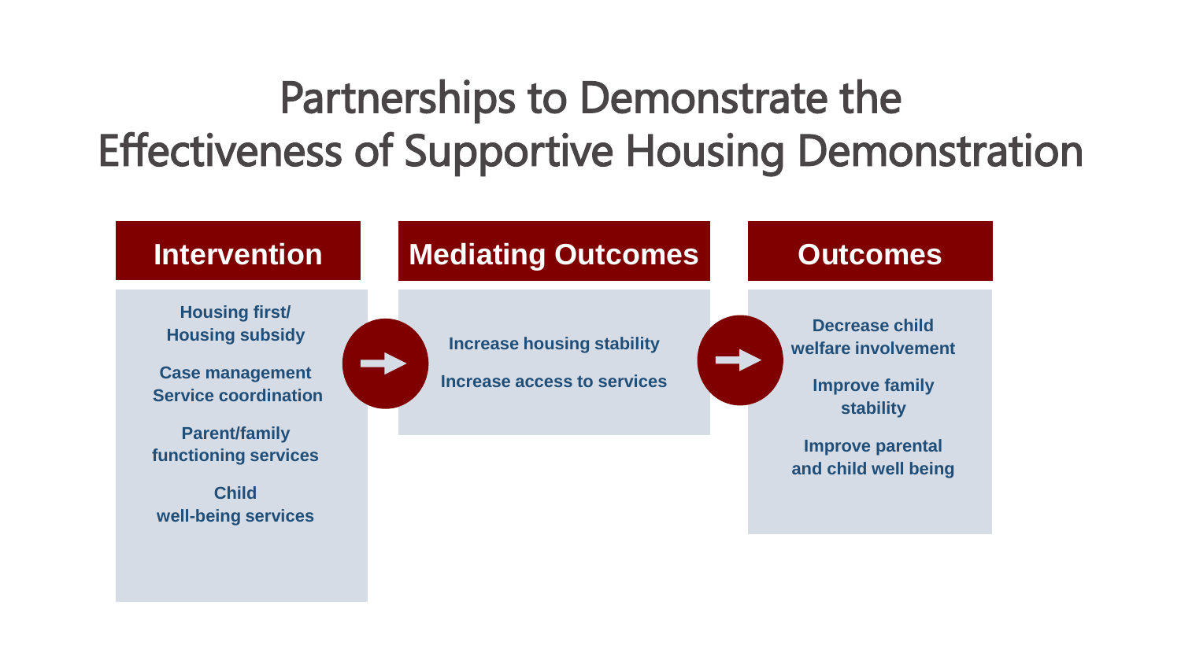# Partnerships to Demonstrate the Effectiveness of Supportive Housing Demonstration

| Intervention | | Mediating Outcomes | | Outcomes |
|---|---|---|---|---|
| Housing first/ Housing subsidy<br><br>Case management Service coordination<br><br>Parent/family functioning services<br><br>Child well-being services | → | Increase housing stability<br><br>Increase access to services | → | Decrease child welfare involvement<br><br>Improve family stability<br><br>Improve parental and child well being |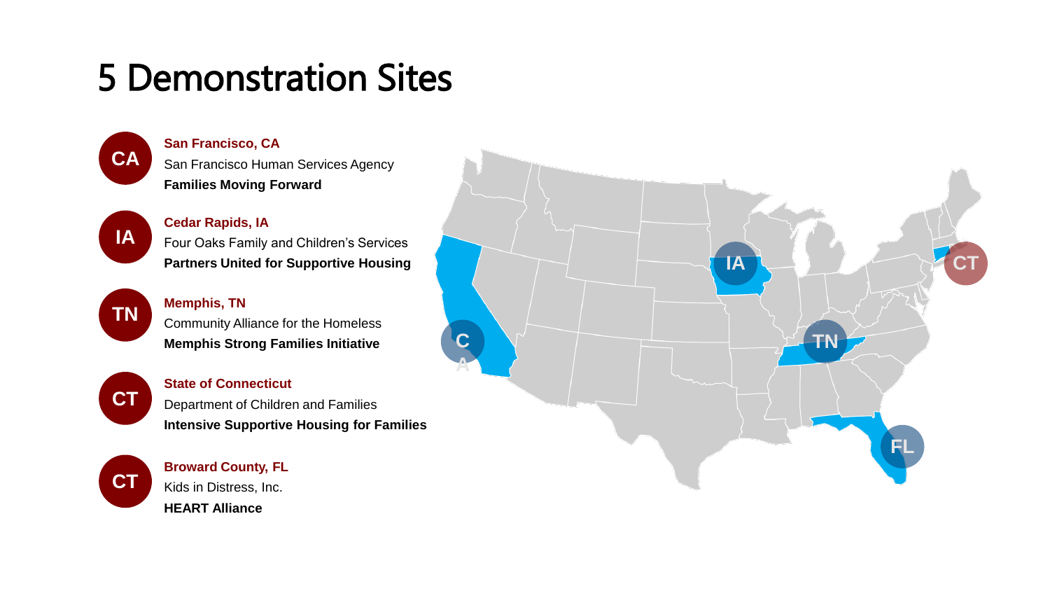# 5 Demonstration Sites

**CA**
**San Francisco, CA**
San Francisco Human Services Agency
**Families Moving Forward**

**IA**
**Cedar Rapids, IA**
Four Oaks Family and Children's Services
**Partners United for Supportive Housing**

**TN**
**Memphis, TN**
Community Alliance for the Homeless
**Memphis Strong Families Initiative**

**CT**
**State of Connecticut**
Department of Children and Families
**Intensive Supportive Housing for Families**

**CT**
**Broward County, FL**
Kids in Distress, Inc.
**HEART Alliance**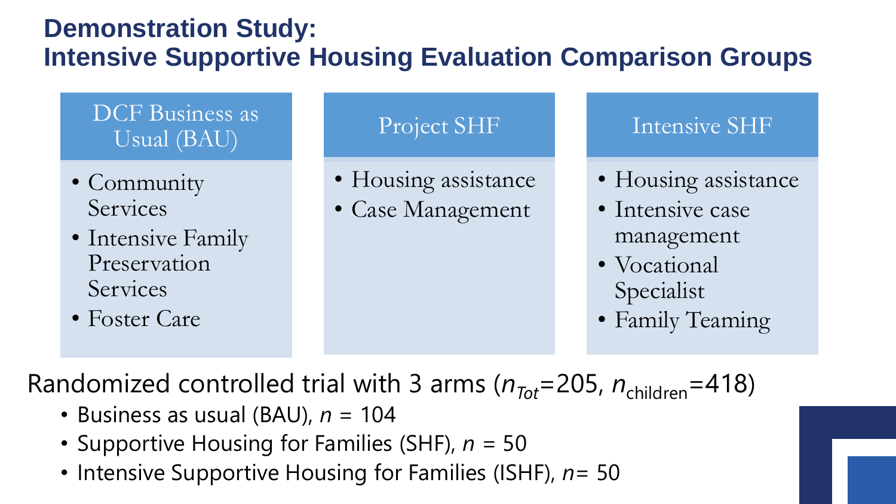# Demonstration Study: Intensive Supportive Housing Evaluation Comparison Groups

| DCF Business as Usual (BAU) | Project SHF | Intensive SHF |
| --- | --- | --- |
| • Community Services<br>• Intensive Family Preservation Services<br>• Foster Care | • Housing assistance<br>• Case Management | • Housing assistance<br>• Intensive case management<br>• Vocational Specialist<br>• Family Teaming |

Randomized controlled trial with 3 arms ($n_{Tot}$=205, $n_{\text{children}}$=418)

- Business as usual (BAU), $n$ = 104
- Supportive Housing for Families (SHF), $n$ = 50
- Intensive Supportive Housing for Families (ISHF), $n$= 50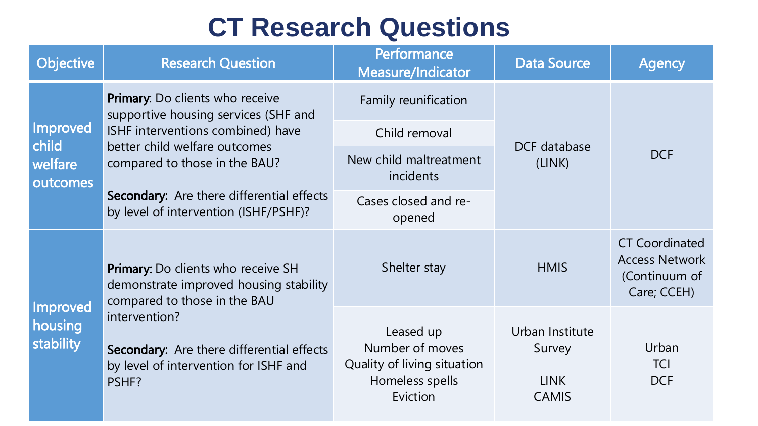# CT Research Questions

| Objective | Research Question | Performance Measure/Indicator | Data Source | Agency |
|---|---|---|---|---|
| Improved child welfare outcomes | **Primary**: Do clients who receive supportive housing services (SHF and ISHF interventions combined) have better child welfare outcomes compared to those in the BAU?<br><br>**Secondary:** Are there differential effects by level of intervention (ISHF/PSHF)? | Family reunification | DCF database (LINK) | DCF |
| | | Child removal | | |
| | | New child maltreatment incidents | | |
| | | Cases closed and re-opened | | |
| Improved housing stability | **Primary:** Do clients who receive SH demonstrate improved housing stability compared to those in the BAU intervention?<br><br>**Secondary:** Are there differential effects by level of intervention for ISHF and PSHF? | Shelter stay | HMIS | CT Coordinated Access Network (Continuum of Care; CCEH) |
| | | Leased up<br>Number of moves<br>Quality of living situation<br>Homeless spells<br>Eviction | Urban Institute Survey<br><br>LINK<br>CAMIS | Urban<br>TCI<br>DCF |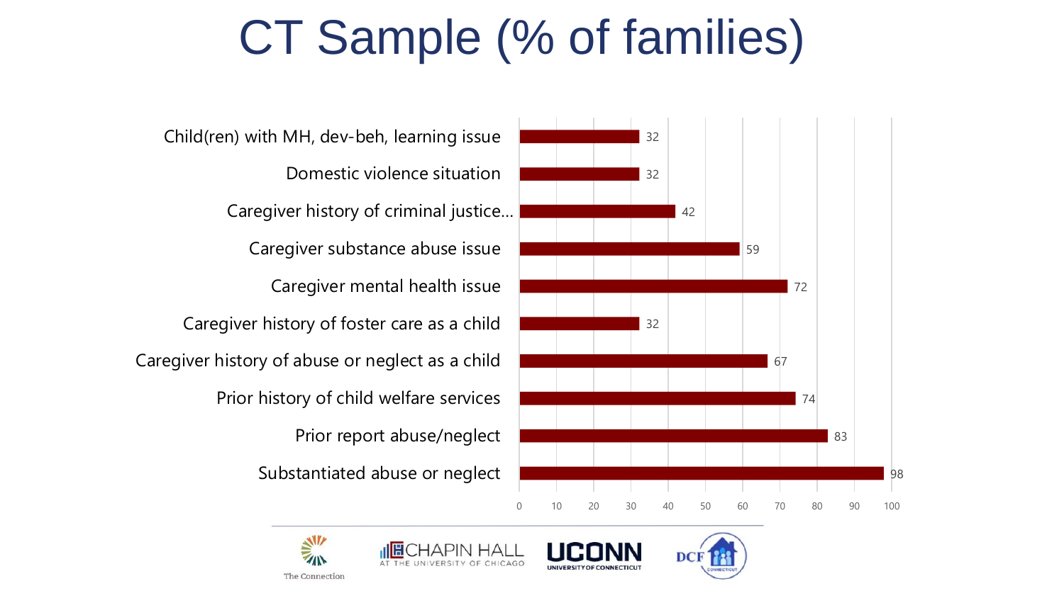# CT Sample (% of families)

| Characteristic | % of families |
| --- | --- |
| Child(ren) with MH, dev-beh, learning issue | 32 |
| Domestic violence situation | 32 |
| Caregiver history of criminal justice… | 42 |
| Caregiver substance abuse issue | 59 |
| Caregiver mental health issue | 72 |
| Caregiver history of foster care as a child | 32 |
| Caregiver history of abuse or neglect as a child | 67 |
| Prior history of child welfare services | 74 |
| Prior report abuse/neglect | 83 |
| Substantiated abuse or neglect | 98 |

The Connection | Chapin Hall at the University of Chicago | UConn University of Connecticut | DCF Connecticut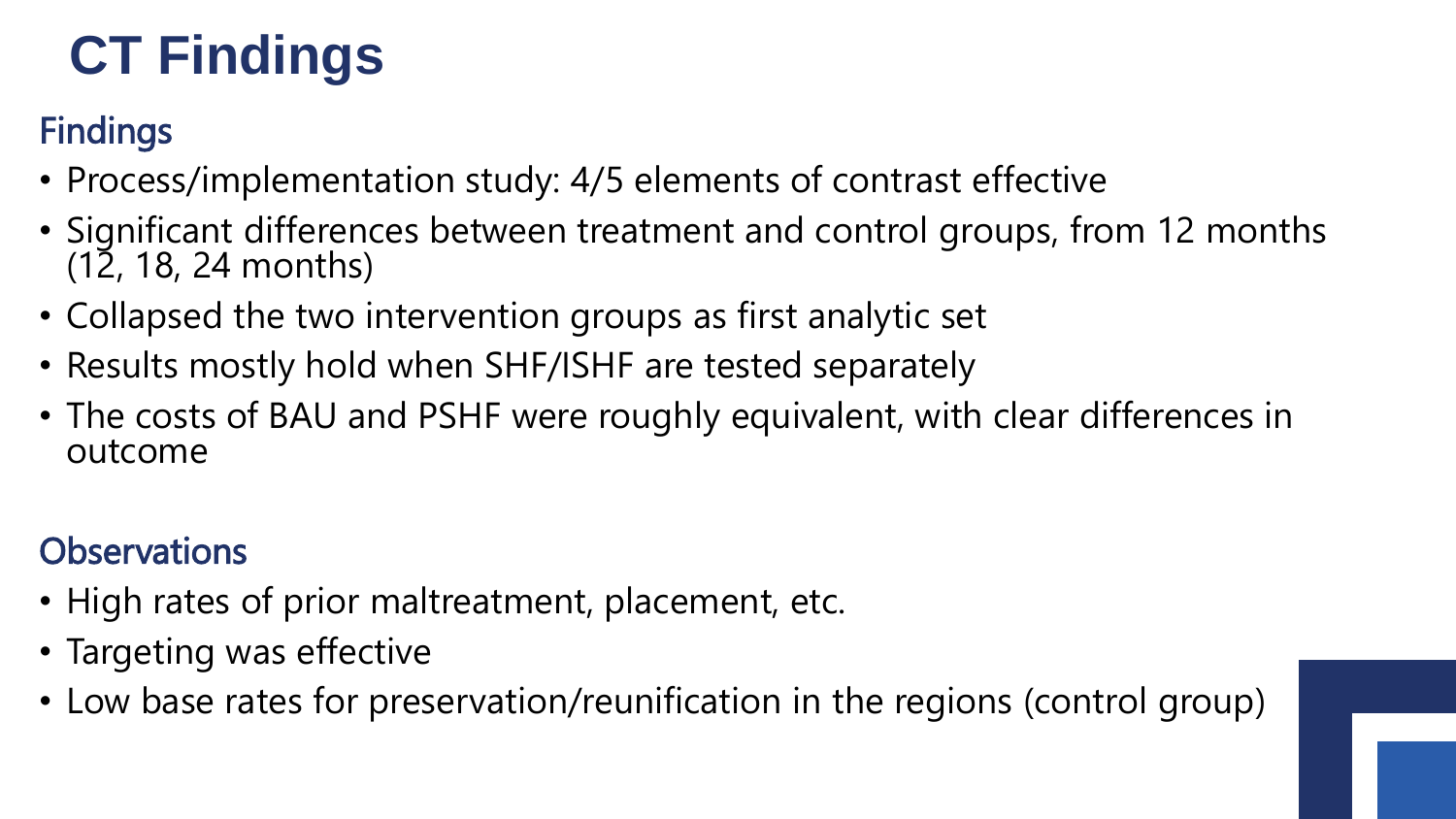# CT Findings

## Findings

- Process/implementation study: 4/5 elements of contrast effective
- Significant differences between treatment and control groups, from 12 months (12, 18, 24 months)
- Collapsed the two intervention groups as first analytic set
- Results mostly hold when SHF/ISHF are tested separately
- The costs of BAU and PSHF were roughly equivalent, with clear differences in outcome

## Observations

- High rates of prior maltreatment, placement, etc.
- Targeting was effective
- Low base rates for preservation/reunification in the regions (control group)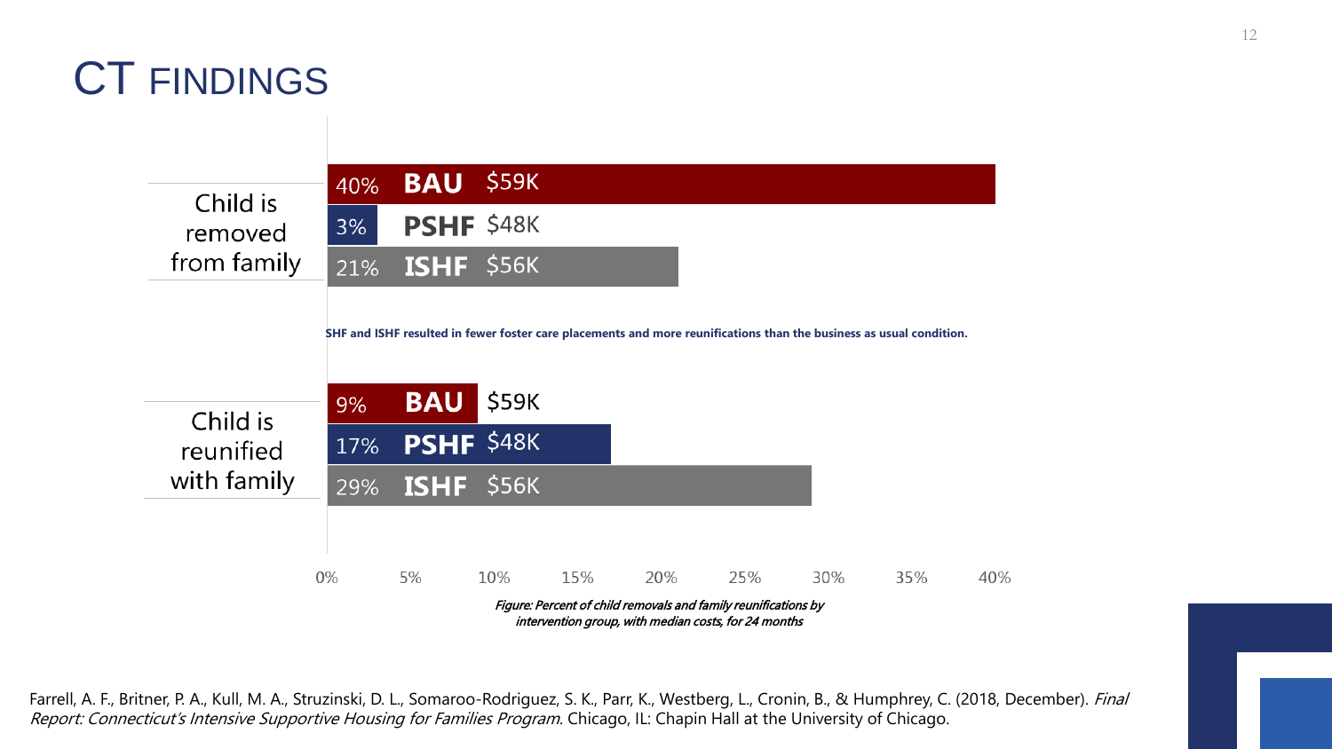# CT FINDINGS

| | Group | Percent | Median cost |
|---|---|---|---|
| Child is removed from family | BAU | 40% | $59K |
| | PSHF | 3% | $48K |
| | ISHF | 21% | $56K |
| Child is reunified with family | BAU | 9% | $59K |
| | PSHF | 17% | $48K |
| | ISHF | 29% | $56K |

**SHF and ISHF resulted in fewer foster care placements and more reunifications than the business as usual condition.**

*Figure: Percent of child removals and family reunifications by intervention group, with median costs, for 24 months*

Farrell, A. F., Britner, P. A., Kull, M. A., Struzinski, D. L., Somaroo-Rodriguez, S. K., Parr, K., Westberg, L., Cronin, B., & Humphrey, C. (2018, December). *Final Report: Connecticut's Intensive Supportive Housing for Families Program.* Chicago, IL: Chapin Hall at the University of Chicago.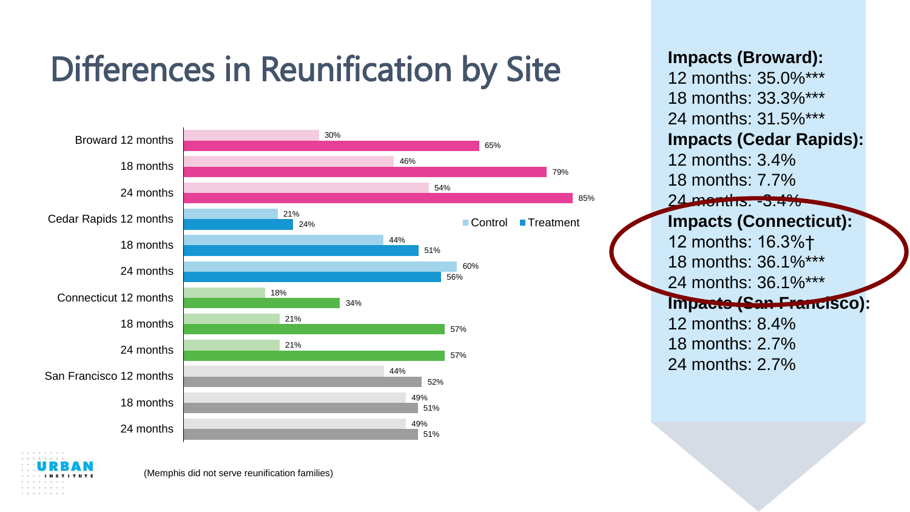# Differences in Reunification by Site

| | Control | Treatment |
|---|---|---|
| Broward 12 months | 30% | 65% |
| 18 months | 46% | 79% |
| 24 months | 54% | 85% |
| Cedar Rapids 12 months | 21% | 24% |
| 18 months | 44% | 51% |
| 24 months | 60% | 56% |
| Connecticut 12 months | 18% | 34% |
| 18 months | 21% | 57% |
| 24 months | 21% | 57% |
| San Francisco 12 months | 44% | 52% |
| 18 months | 49% | 51% |
| 24 months | 49% | 51% |

(Memphis did not serve reunification families)

**Impacts (Broward):**
12 months: 35.0%***
18 months: 33.3%***
24 months: 31.5%***

**Impacts (Cedar Rapids):**
12 months: 3.4%
18 months: 7.7%
24 months: -3.4%

**Impacts (Connecticut):**
12 months: 16.3%†
18 months: 36.1%***
24 months: 36.1%***

**Impacts (San Francisco):**
12 months: 8.4%
18 months: 2.7%
24 months: 2.7%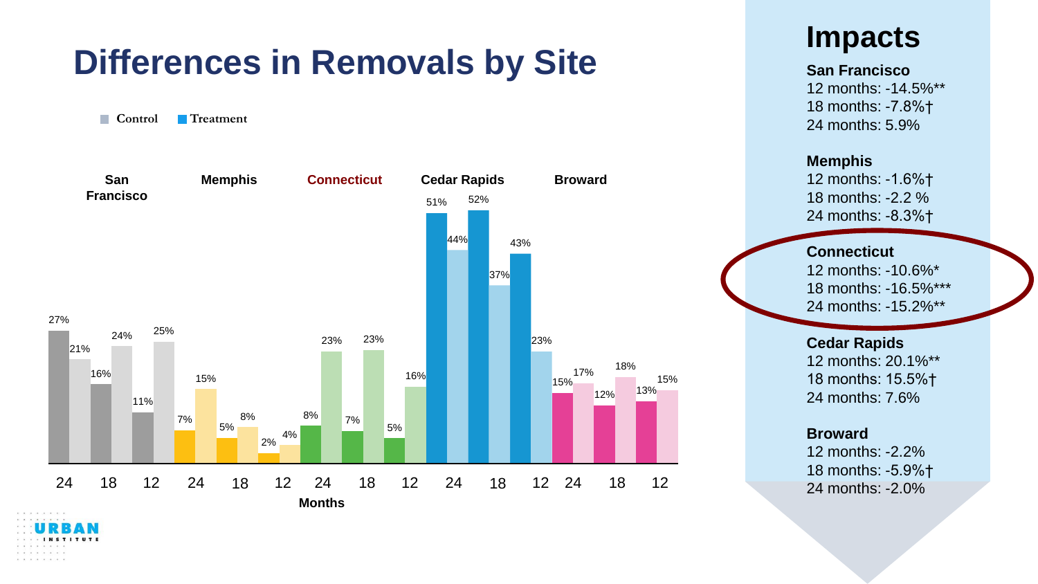# Differences in Removals by Site

Control | Treatment

| Site | Months | Control | Treatment |
|---|---|---|---|
| San Francisco | 24 | 27% | 21% |
| San Francisco | 18 | 16% | 24% |
| San Francisco | 12 | 11% | 25% |
| Memphis | 24 | 7% | 15% |
| Memphis | 18 | 5% | 8% |
| Memphis | 12 | 2% | 4% |
| Connecticut | 24 | 8% | 23% |
| Connecticut | 18 | 7% | 23% |
| Connecticut | 12 | 5% | 16% |
| Cedar Rapids | 24 | 51% | 44% |
| Cedar Rapids | 18 | 52% | 37% |
| Cedar Rapids | 12 | 43% | 23% |
| Broward | 24 | 15% | 17% |
| Broward | 18 | 12% | 18% |
| Broward | 12 | 13% | 15% |

Months

## Impacts

**San Francisco**
12 months: -14.5%**
18 months: -7.8%†
24 months: 5.9%

**Memphis**
12 months: -1.6%†
18 months: -2.2 %
24 months: -8.3%†

**Connecticut**
12 months: -10.6%*
18 months: -16.5%***
24 months: -15.2%**

**Cedar Rapids**
12 months: 20.1%**
18 months: 15.5%†
24 months: 7.6%

**Broward**
12 months: -2.2%
18 months: -5.9%†
24 months: -2.0%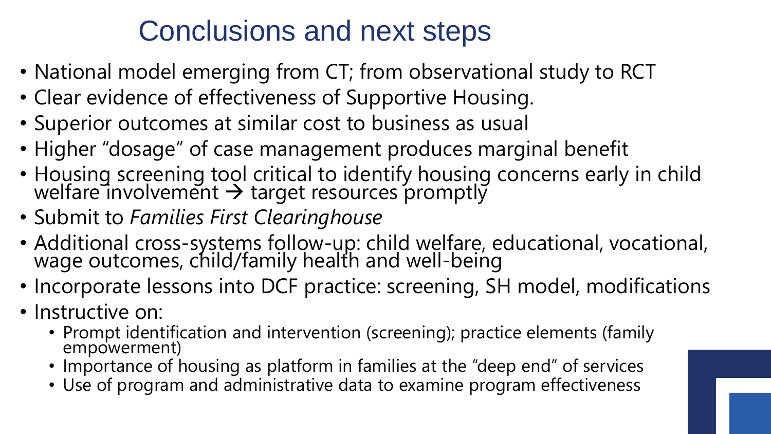# Conclusions and next steps

- National model emerging from CT; from observational study to RCT
- Clear evidence of effectiveness of Supportive Housing.
- Superior outcomes at similar cost to business as usual
- Higher "dosage" of case management produces marginal benefit
- Housing screening tool critical to identify housing concerns early in child welfare involvement → target resources promptly
- Submit to *Families First Clearinghouse*
- Additional cross-systems follow-up: child welfare, educational, vocational, wage outcomes, child/family health and well-being
- Incorporate lessons into DCF practice: screening, SH model, modifications
- Instructive on:
  - Prompt identification and intervention (screening); practice elements (family empowerment)
  - Importance of housing as platform in families at the "deep end" of services
  - Use of program and administrative data to examine program effectiveness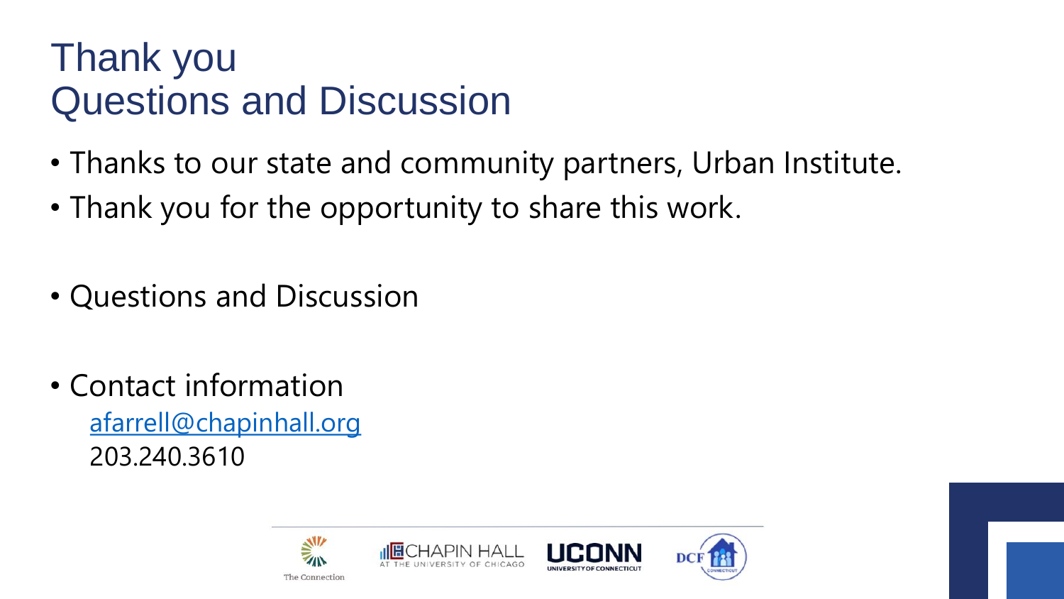# Thank you
# Questions and Discussion

- Thanks to our state and community partners, Urban Institute.
- Thank you for the opportunity to share this work.

- Questions and Discussion

- Contact information
  afarrell@chapinhall.org
  203.240.3610

The Connection

CHAPIN HALL AT THE UNIVERSITY OF CHICAGO

UCONN UNIVERSITY OF CONNECTICUT

DCF CONNECTICUT